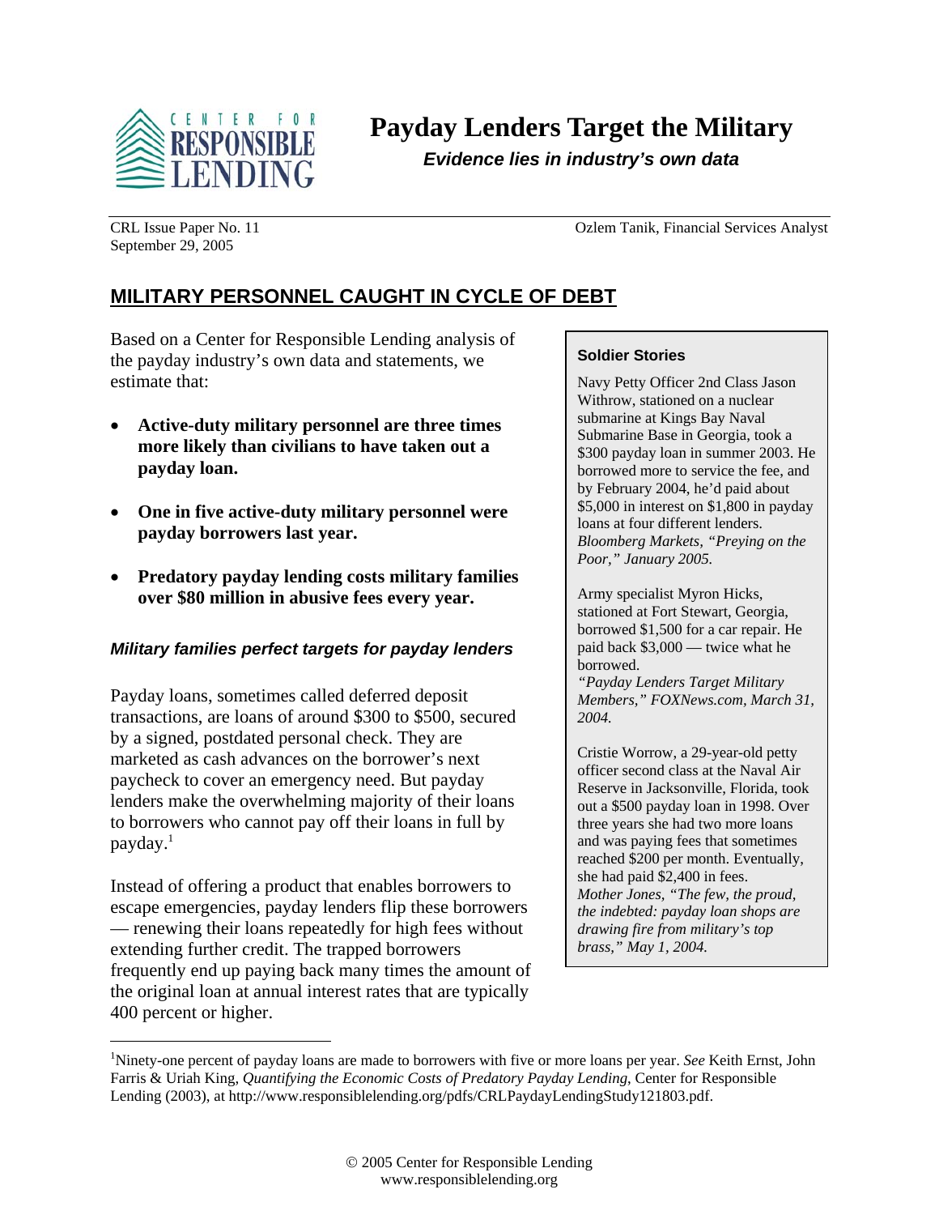# Payday Lenders Target the Military

***Evidence lies in industry's own data***

CRL Issue Paper No. 11
September 29, 2005

Ozlem Tanik, Financial Services Analyst

## MILITARY PERSONNEL CAUGHT IN CYCLE OF DEBT

Based on a Center for Responsible Lending analysis of the payday industry's own data and statements, we estimate that:

- **Active-duty military personnel are three times more likely than civilians to have taken out a payday loan.**
- **One in five active-duty military personnel were payday borrowers last year.**
- **Predatory payday lending costs military families over $80 million in abusive fees every year.**

### *Military families perfect targets for payday lenders*

Payday loans, sometimes called deferred deposit transactions, are loans of around $300 to $500, secured by a signed, postdated personal check. They are marketed as cash advances on the borrower's next paycheck to cover an emergency need. But payday lenders make the overwhelming majority of their loans to borrowers who cannot pay off their loans in full by payday.[1]

Instead of offering a product that enables borrowers to escape emergencies, payday lenders flip these borrowers — renewing their loans repeatedly for high fees without extending further credit. The trapped borrowers frequently end up paying back many times the amount of the original loan at annual interest rates that are typically 400 percent or higher.

> **Soldier Stories**
>
> Navy Petty Officer 2nd Class Jason Withrow, stationed on a nuclear submarine at Kings Bay Naval Submarine Base in Georgia, took a $300 payday loan in summer 2003. He borrowed more to service the fee, and by February 2004, he'd paid about $5,000 in interest on $1,800 in payday loans at four different lenders. *Bloomberg Markets, "Preying on the Poor," January 2005.*
>
> Army specialist Myron Hicks, stationed at Fort Stewart, Georgia, borrowed $1,500 for a car repair. He paid back $3,000 — twice what he borrowed.
> *"Payday Lenders Target Military Members," FOXNews.com, March 31, 2004.*
>
> Cristie Worrow, a 29-year-old petty officer second class at the Naval Air Reserve in Jacksonville, Florida, took out a $500 payday loan in 1998. Over three years she had two more loans and was paying fees that sometimes reached $200 per month. Eventually, she had paid $2,400 in fees.
> *Mother Jones, "The few, the proud, the indebted: payday loan shops are drawing fire from military's top brass," May 1, 2004.*

[1]Ninety-one percent of payday loans are made to borrowers with five or more loans per year. *See* Keith Ernst, John Farris & Uriah King, *Quantifying the Economic Costs of Predatory Payday Lending*, Center for Responsible Lending (2003), at http://www.responsiblelending.org/pdfs/CRLPaydayLendingStudy121803.pdf.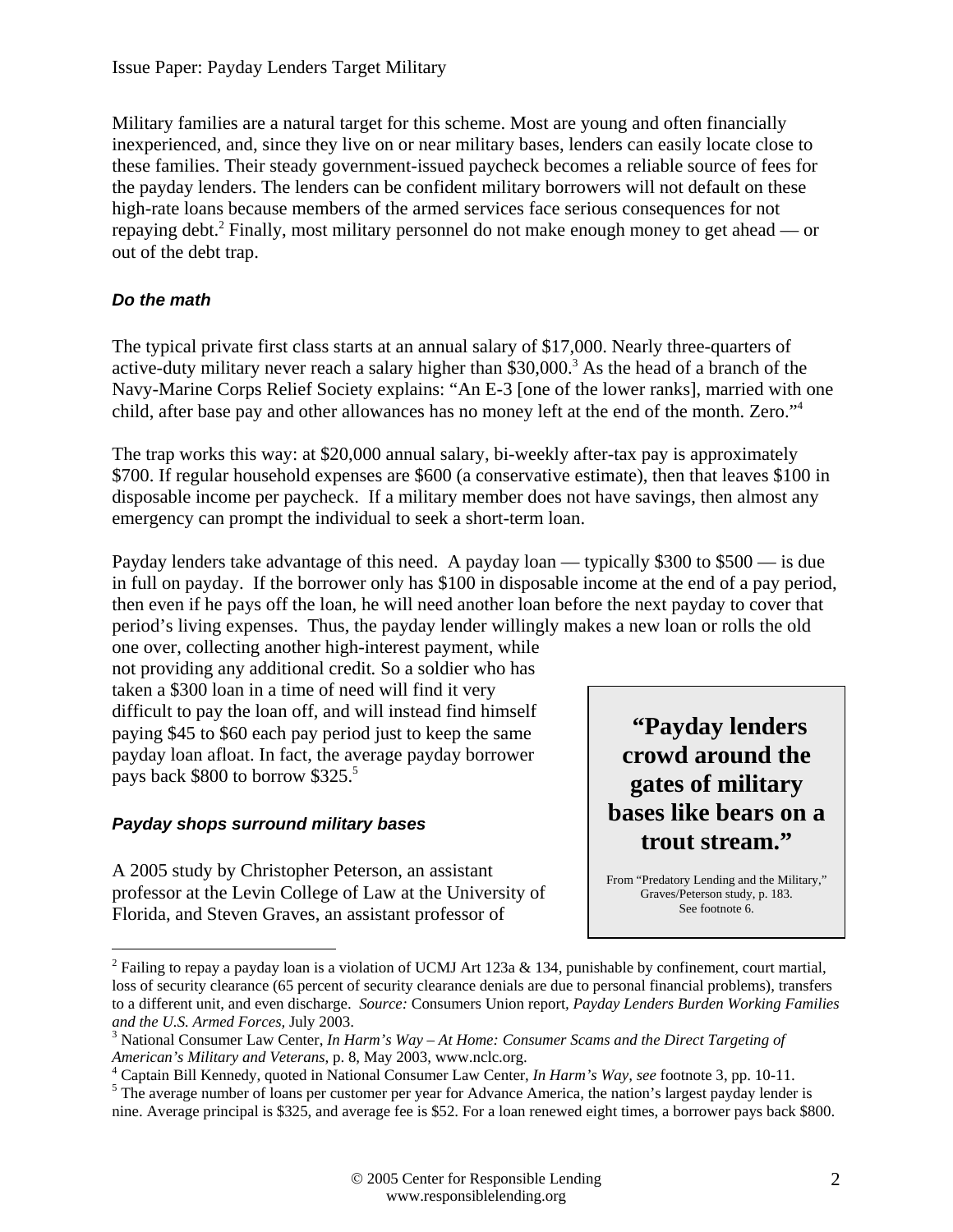Military families are a natural target for this scheme. Most are young and often financially inexperienced, and, since they live on or near military bases, lenders can easily locate close to these families. Their steady government-issued paycheck becomes a reliable source of fees for the payday lenders. The lenders can be confident military borrowers will not default on these high-rate loans because members of the armed services face serious consequences for not repaying debt.[2] Finally, most military personnel do not make enough money to get ahead — or out of the debt trap.

### *Do the math*

The typical private first class starts at an annual salary of $17,000. Nearly three-quarters of active-duty military never reach a salary higher than $30,000.[3] As the head of a branch of the Navy-Marine Corps Relief Society explains: "An E-3 [one of the lower ranks], married with one child, after base pay and other allowances has no money left at the end of the month. Zero."[4]

The trap works this way: at $20,000 annual salary, bi-weekly after-tax pay is approximately $700. If regular household expenses are $600 (a conservative estimate), then that leaves $100 in disposable income per paycheck. If a military member does not have savings, then almost any emergency can prompt the individual to seek a short-term loan.

Payday lenders take advantage of this need. A payday loan — typically $300 to $500 — is due in full on payday. If the borrower only has $100 in disposable income at the end of a pay period, then even if he pays off the loan, he will need another loan before the next payday to cover that period's living expenses. Thus, the payday lender willingly makes a new loan or rolls the old one over, collecting another high-interest payment, while not providing any additional credit. So a soldier who has taken a $300 loan in a time of need will find it very difficult to pay the loan off, and will instead find himself paying $45 to $60 each pay period just to keep the same payday loan afloat. In fact, the average payday borrower pays back $800 to borrow $325.[5]

> **"Payday lenders crowd around the gates of military bases like bears on a trout stream."**
>
> From "Predatory Lending and the Military," Graves/Peterson study, p. 183. See footnote 6.

### *Payday shops surround military bases*

A 2005 study by Christopher Peterson, an assistant professor at the Levin College of Law at the University of Florida, and Steven Graves, an assistant professor of

---

[2] Failing to repay a payday loan is a violation of UCMJ Art 123a & 134, punishable by confinement, court martial, loss of security clearance (65 percent of security clearance denials are due to personal financial problems), transfers to a different unit, and even discharge. *Source:* Consumers Union report, *Payday Lenders Burden Working Families and the U.S. Armed Forces*, July 2003.

[3] National Consumer Law Center, *In Harm's Way – At Home: Consumer Scams and the Direct Targeting of American's Military and Veterans*, p. 8, May 2003, www.nclc.org.

[4] Captain Bill Kennedy, quoted in National Consumer Law Center, *In Harm's Way*, *see* footnote 3, pp. 10-11.

[5] The average number of loans per customer per year for Advance America, the nation's largest payday lender is nine. Average principal is $325, and average fee is $52. For a loan renewed eight times, a borrower pays back $800.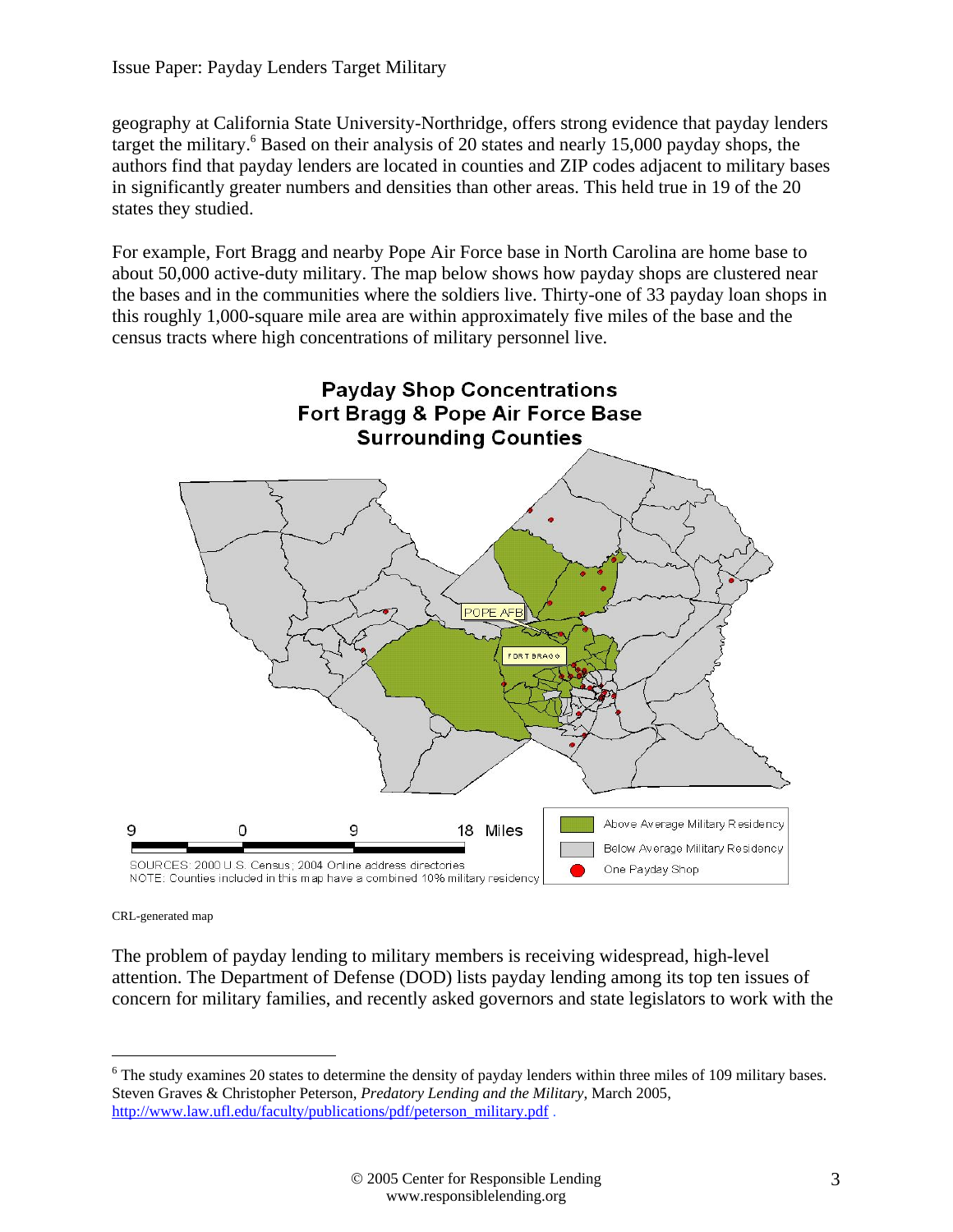geography at California State University-Northridge, offers strong evidence that payday lenders target the military.[6] Based on their analysis of 20 states and nearly 15,000 payday shops, the authors find that payday lenders are located in counties and ZIP codes adjacent to military bases in significantly greater numbers and densities than other areas. This held true in 19 of the 20 states they studied.

For example, Fort Bragg and nearby Pope Air Force base in North Carolina are home base to about 50,000 active-duty military. The map below shows how payday shops are clustered near the bases and in the communities where the soldiers live. Thirty-one of 33 payday loan shops in this roughly 1,000-square mile area are within approximately five miles of the base and the census tracts where high concentrations of military personnel live.

**Payday Shop Concentrations**
**Fort Bragg & Pope Air Force Base**
**Surrounding Counties**

POPE AFB

FORT BRAGG

9 0 9 18 Miles

SOURCES: 2000 U.S. Census; 2004 Online address directories
NOTE: Counties included in this map have a combined 10% military residency

Above Average Military Residency
Below Average Military Residency
One Payday Shop

CRL-generated map

The problem of payday lending to military members is receiving widespread, high-level attention. The Department of Defense (DOD) lists payday lending among its top ten issues of concern for military families, and recently asked governors and state legislators to work with the

---

[6] The study examines 20 states to determine the density of payday lenders within three miles of 109 military bases. Steven Graves & Christopher Peterson, *Predatory Lending and the Military*, March 2005, http://www.law.ufl.edu/faculty/publications/pdf/peterson_military.pdf .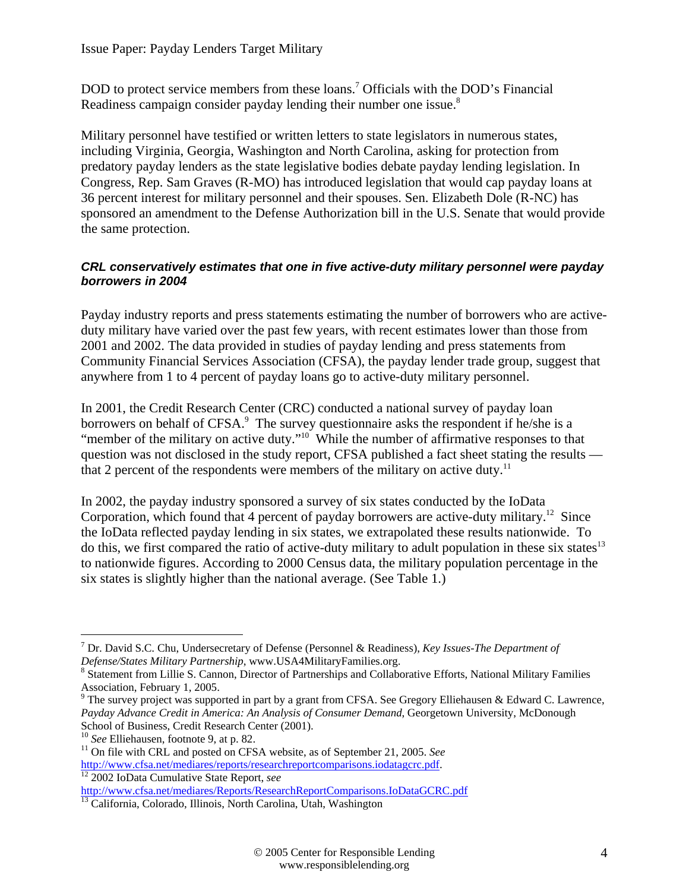DOD to protect service members from these loans.[7] Officials with the DOD's Financial Readiness campaign consider payday lending their number one issue.[8]

Military personnel have testified or written letters to state legislators in numerous states, including Virginia, Georgia, Washington and North Carolina, asking for protection from predatory payday lenders as the state legislative bodies debate payday lending legislation. In Congress, Rep. Sam Graves (R-MO) has introduced legislation that would cap payday loans at 36 percent interest for military personnel and their spouses. Sen. Elizabeth Dole (R-NC) has sponsored an amendment to the Defense Authorization bill in the U.S. Senate that would provide the same protection.

### ***CRL conservatively estimates that one in five active-duty military personnel were payday borrowers in 2004***

Payday industry reports and press statements estimating the number of borrowers who are active-duty military have varied over the past few years, with recent estimates lower than those from 2001 and 2002. The data provided in studies of payday lending and press statements from Community Financial Services Association (CFSA), the payday lender trade group, suggest that anywhere from 1 to 4 percent of payday loans go to active-duty military personnel.

In 2001, the Credit Research Center (CRC) conducted a national survey of payday loan borrowers on behalf of CFSA.[9] The survey questionnaire asks the respondent if he/she is a "member of the military on active duty."[10] While the number of affirmative responses to that question was not disclosed in the study report, CFSA published a fact sheet stating the results — that 2 percent of the respondents were members of the military on active duty.[11]

In 2002, the payday industry sponsored a survey of six states conducted by the IoData Corporation, which found that 4 percent of payday borrowers are active-duty military.[12] Since the IoData reflected payday lending in six states, we extrapolated these results nationwide. To do this, we first compared the ratio of active-duty military to adult population in these six states[13] to nationwide figures. According to 2000 Census data, the military population percentage in the six states is slightly higher than the national average. (See Table 1.)

---

[7] Dr. David S.C. Chu, Undersecretary of Defense (Personnel & Readiness), *Key Issues-The Department of Defense/States Military Partnership*, www.USA4MilitaryFamilies.org.

[8] Statement from Lillie S. Cannon, Director of Partnerships and Collaborative Efforts, National Military Families Association, February 1, 2005.

[9] The survey project was supported in part by a grant from CFSA. See Gregory Elliehausen & Edward C. Lawrence, *Payday Advance Credit in America: An Analysis of Consumer Demand*, Georgetown University, McDonough School of Business, Credit Research Center (2001).

[10] *See* Elliehausen, footnote 9, at p. 82.

[11] On file with CRL and posted on CFSA website, as of September 21, 2005. *See* http://www.cfsa.net/mediares/reports/researchreportcomparisons.iodatagcrc.pdf.

[12] 2002 IoData Cumulative State Report, *see* http://www.cfsa.net/mediares/Reports/ResearchReportComparisons.IoDataGCRC.pdf

[13] California, Colorado, Illinois, North Carolina, Utah, Washington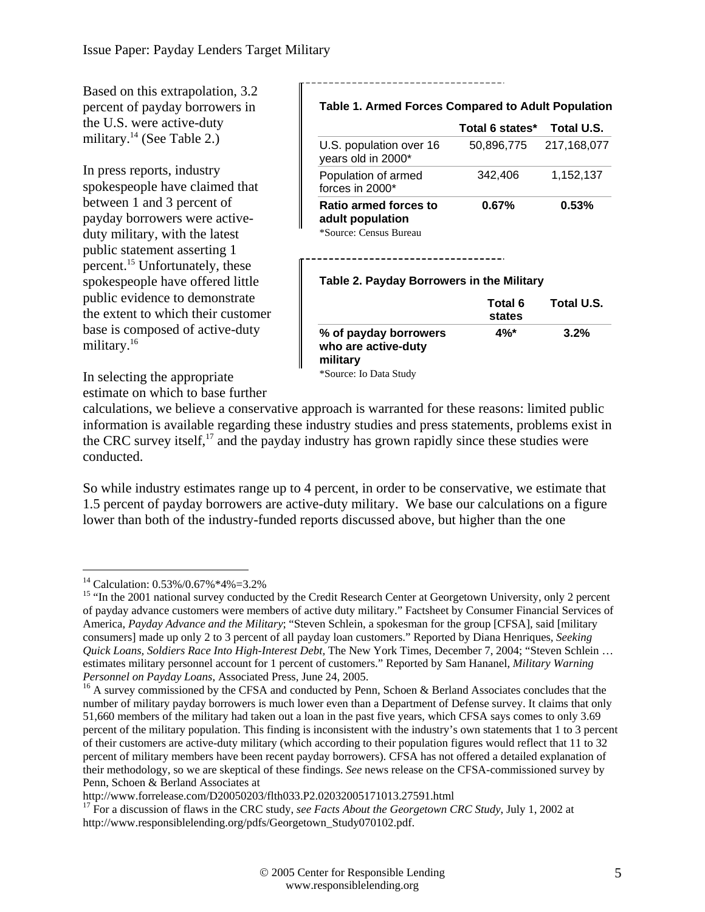Based on this extrapolation, 3.2 percent of payday borrowers in the U.S. were active-duty military.[14] (See Table 2.)

**Table 1. Armed Forces Compared to Adult Population**

| | Total 6 states* | Total U.S. |
|---|---|---|
| U.S. population over 16 years old in 2000* | 50,896,775 | 217,168,077 |
| Population of armed forces in 2000* | 342,406 | 1,152,137 |
| **Ratio armed forces to adult population** | **0.67%** | **0.53%** |

*Source: Census Bureau

**Table 2. Payday Borrowers in the Military**

| | Total 6 states | Total U.S. |
|---|---|---|
| **% of payday borrowers who are active-duty military** | **4%*** | **3.2%** |

*Source: Io Data Study

In press reports, industry spokespeople have claimed that between 1 and 3 percent of payday borrowers were active-duty military, with the latest public statement asserting 1 percent.[15] Unfortunately, these spokespeople have offered little public evidence to demonstrate the extent to which their customer base is composed of active-duty military.[16]

In selecting the appropriate estimate on which to base further calculations, we believe a conservative approach is warranted for these reasons: limited public information is available regarding these industry studies and press statements, problems exist in the CRC survey itself,[17] and the payday industry has grown rapidly since these studies were conducted.

So while industry estimates range up to 4 percent, in order to be conservative, we estimate that 1.5 percent of payday borrowers are active-duty military. We base our calculations on a figure lower than both of the industry-funded reports discussed above, but higher than the one

---

[14] Calculation: 0.53%/0.67%*4%=3.2%

[15] "In the 2001 national survey conducted by the Credit Research Center at Georgetown University, only 2 percent of payday advance customers were members of active duty military." Factsheet by Consumer Financial Services of America, *Payday Advance and the Military*; "Steven Schlein, a spokesman for the group [CFSA], said [military consumers] made up only 2 to 3 percent of all payday loan customers." Reported by Diana Henriques, *Seeking Quick Loans, Soldiers Race Into High-Interest Debt*, The New York Times, December 7, 2004; "Steven Schlein … estimates military personnel account for 1 percent of customers." Reported by Sam Hananel, *Military Warning Personnel on Payday Loans*, Associated Press, June 24, 2005.

[16] A survey commissioned by the CFSA and conducted by Penn, Schoen & Berland Associates concludes that the number of military payday borrowers is much lower even than a Department of Defense survey. It claims that only 51,660 members of the military had taken out a loan in the past five years, which CFSA says comes to only 3.69 percent of the military population. This finding is inconsistent with the industry's own statements that 1 to 3 percent of their customers are active-duty military (which according to their population figures would reflect that 11 to 32 percent of military members have been recent payday borrowers). CFSA has not offered a detailed explanation of their methodology, so we are skeptical of these findings. *See* news release on the CFSA-commissioned survey by Penn, Schoen & Berland Associates at http://www.forrelease.com/D20050203/flth033.P2.02032005171013.27591.html

[17] For a discussion of flaws in the CRC study, *see Facts About the Georgetown CRC Study*, July 1, 2002 at http://www.responsiblelending.org/pdfs/Georgetown_Study070102.pdf.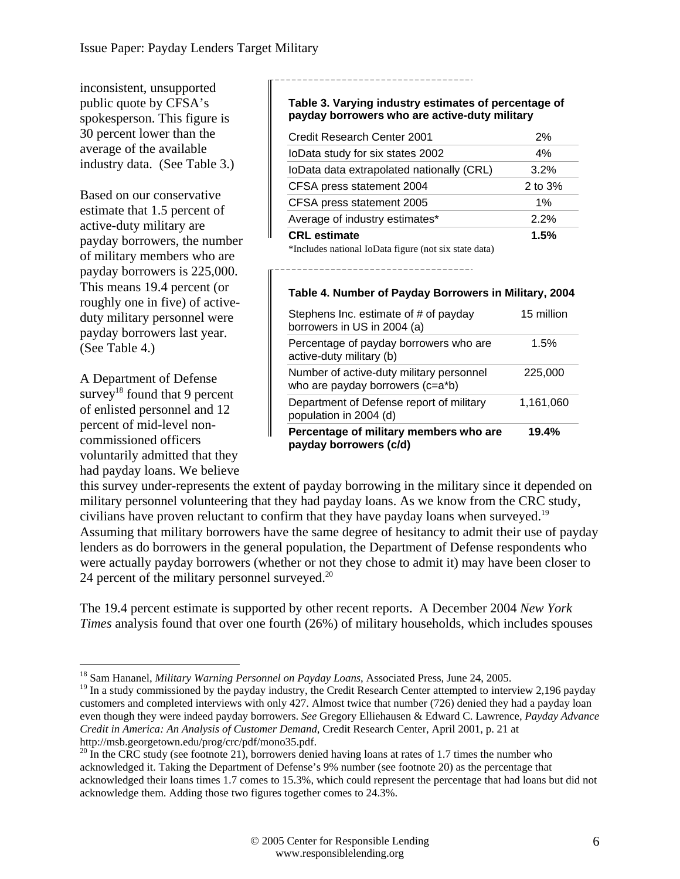inconsistent, unsupported public quote by CFSA's spokesperson. This figure is 30 percent lower than the average of the available industry data. (See Table 3.)

**Table 3. Varying industry estimates of percentage of payday borrowers who are active-duty military**

| | |
|---|---|
| Credit Research Center 2001 | 2% |
| IoData study for six states 2002 | 4% |
| IoData data extrapolated nationally (CRL) | 3.2% |
| CFSA press statement 2004 | 2 to 3% |
| CFSA press statement 2005 | 1% |
| Average of industry estimates* | 2.2% |
| **CRL estimate** | **1.5%** |

*Includes national IoData figure (not six state data)

Based on our conservative estimate that 1.5 percent of active-duty military are payday borrowers, the number of military members who are payday borrowers is 225,000. This means 19.4 percent (or roughly one in five) of active-duty military personnel were payday borrowers last year. (See Table 4.)

**Table 4. Number of Payday Borrowers in Military, 2004**

| | |
|---|---|
| Stephens Inc. estimate of # of payday borrowers in US in 2004 (a) | 15 million |
| Percentage of payday borrowers who are active-duty military (b) | 1.5% |
| Number of active-duty military personnel who are payday borrowers (c=a*b) | 225,000 |
| Department of Defense report of military population in 2004 (d) | 1,161,060 |
| **Percentage of military members who are payday borrowers (c/d)** | **19.4%** |

A Department of Defense survey[18] found that 9 percent of enlisted personnel and 12 percent of mid-level non-commissioned officers voluntarily admitted that they had payday loans. We believe this survey under-represents the extent of payday borrowing in the military since it depended on military personnel volunteering that they had payday loans. As we know from the CRC study, civilians have proven reluctant to confirm that they have payday loans when surveyed.[19] Assuming that military borrowers have the same degree of hesitancy to admit their use of payday lenders as do borrowers in the general population, the Department of Defense respondents who were actually payday borrowers (whether or not they chose to admit it) may have been closer to 24 percent of the military personnel surveyed.[20]

The 19.4 percent estimate is supported by other recent reports. A December 2004 *New York Times* analysis found that over one fourth (26%) of military households, which includes spouses

---

[18] Sam Hananel, *Military Warning Personnel on Payday Loans*, Associated Press, June 24, 2005.

[19] In a study commissioned by the payday industry, the Credit Research Center attempted to interview 2,196 payday customers and completed interviews with only 427. Almost twice that number (726) denied they had a payday loan even though they were indeed payday borrowers. *See* Gregory Elliehausen & Edward C. Lawrence, *Payday Advance Credit in America: An Analysis of Customer Demand*, Credit Research Center, April 2001, p. 21 at http://msb.georgetown.edu/prog/crc/pdf/mono35.pdf.

[20] In the CRC study (see footnote 21), borrowers denied having loans at rates of 1.7 times the number who acknowledged it. Taking the Department of Defense's 9% number (see footnote 20) as the percentage that acknowledged their loans times 1.7 comes to 15.3%, which could represent the percentage that had loans but did not acknowledge them. Adding those two figures together comes to 24.3%.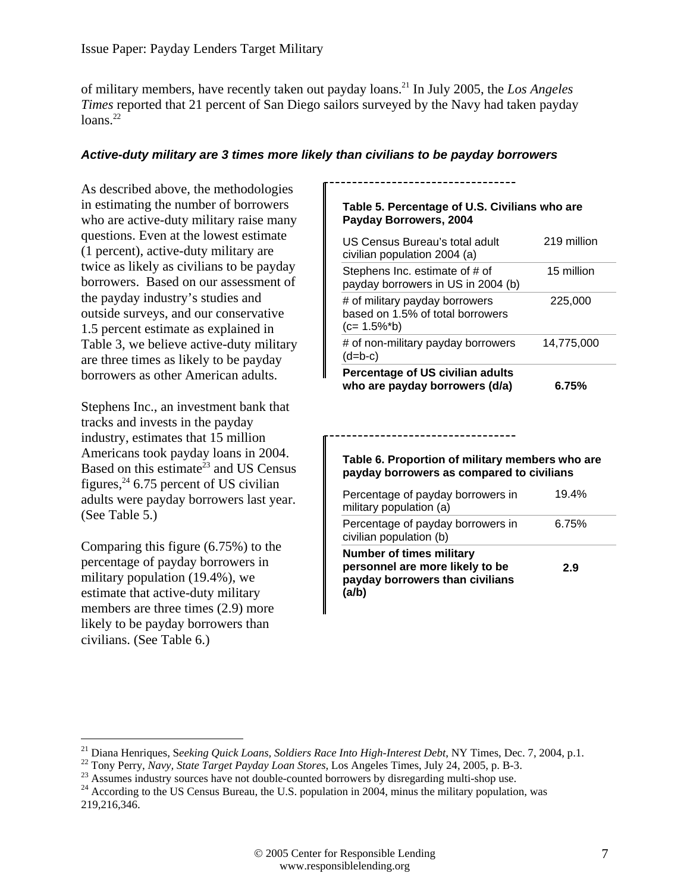of military members, have recently taken out payday loans.[21] In July 2005, the *Los Angeles Times* reported that 21 percent of San Diego sailors surveyed by the Navy had taken payday loans.[22]

***Active-duty military are 3 times more likely than civilians to be payday borrowers***

As described above, the methodologies in estimating the number of borrowers who are active-duty military raise many questions. Even at the lowest estimate (1 percent), active-duty military are twice as likely as civilians to be payday borrowers. Based on our assessment of the payday industry's studies and outside surveys, and our conservative 1.5 percent estimate as explained in Table 3, we believe active-duty military are three times as likely to be payday borrowers as other American adults.

Stephens Inc., an investment bank that tracks and invests in the payday industry, estimates that 15 million Americans took payday loans in 2004. Based on this estimate[23] and US Census figures,[24] 6.75 percent of US civilian adults were payday borrowers last year. (See Table 5.)

Comparing this figure (6.75%) to the percentage of payday borrowers in military population (19.4%), we estimate that active-duty military members are three times (2.9) more likely to be payday borrowers than civilians. (See Table 6.)

**Table 5. Percentage of U.S. Civilians who are Payday Borrowers, 2004**

| | |
|---|---|
| US Census Bureau's total adult civilian population 2004 (a) | 219 million |
| Stephens Inc. estimate of # of payday borrowers in US in 2004 (b) | 15 million |
| # of military payday borrowers based on 1.5% of total borrowers (c= 1.5%*b) | 225,000 |
| # of non-military payday borrowers (d=b-c) | 14,775,000 |
| **Percentage of US civilian adults who are payday borrowers (d/a)** | **6.75%** |

**Table 6. Proportion of military members who are payday borrowers as compared to civilians**

| | |
|---|---|
| Percentage of payday borrowers in military population (a) | 19.4% |
| Percentage of payday borrowers in civilian population (b) | 6.75% |
| **Number of times military personnel are more likely to be payday borrowers than civilians (a/b)** | **2.9** |

---

[21] Diana Henriques, S*eeking Quick Loans, Soldiers Race Into High-Interest Debt*, NY Times, Dec. 7, 2004, p.1.

[22] Tony Perry, *Navy, State Target Payday Loan Stores*, Los Angeles Times, July 24, 2005, p. B-3.

[23] Assumes industry sources have not double-counted borrowers by disregarding multi-shop use.

[24] According to the US Census Bureau, the U.S. population in 2004, minus the military population, was 219,216,346.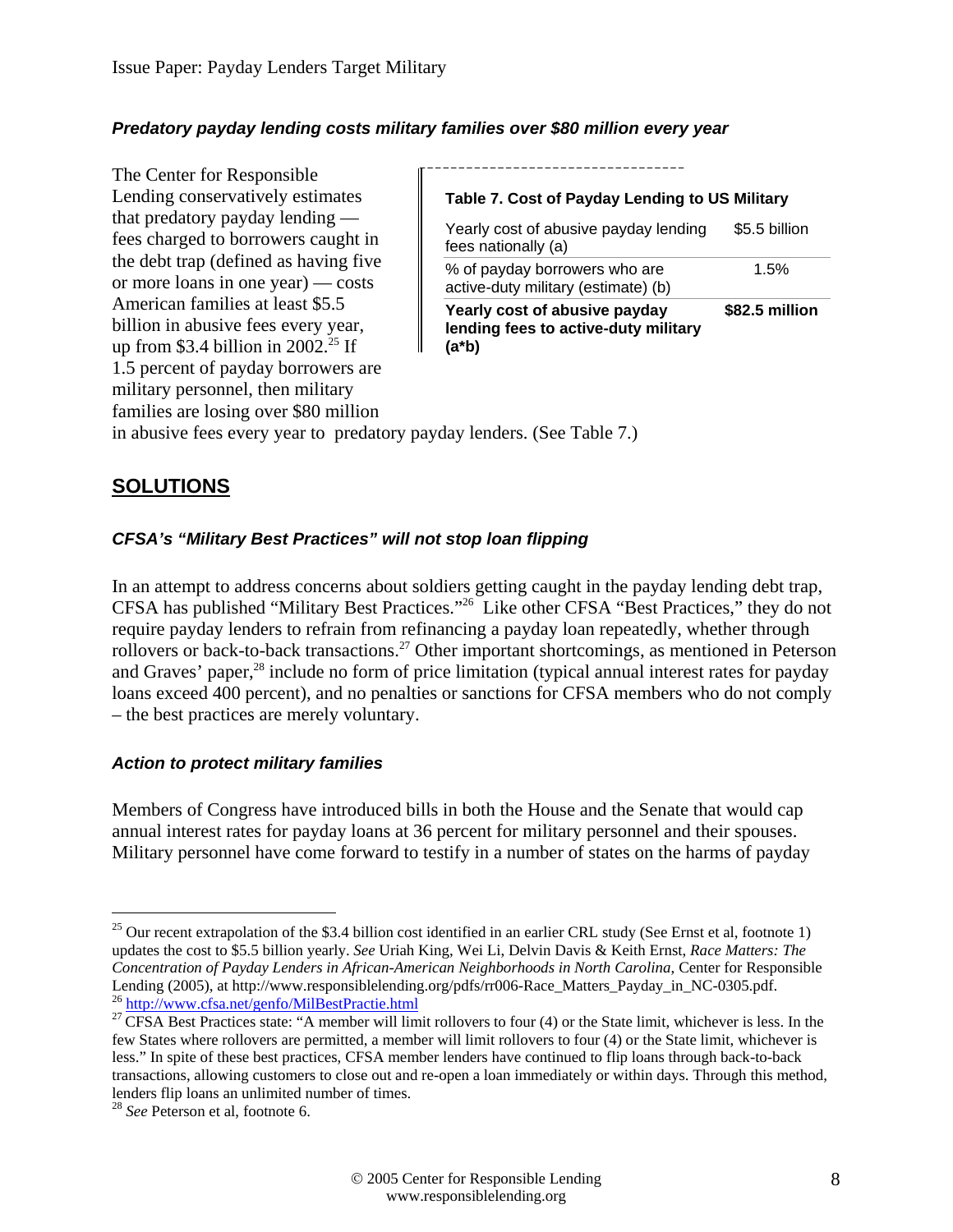### *Predatory payday lending costs military families over $80 million every year*

The Center for Responsible Lending conservatively estimates that predatory payday lending — fees charged to borrowers caught in the debt trap (defined as having five or more loans in one year) — costs American families at least $5.5 billion in abusive fees every year, up from $3.4 billion in 2002.[25] If 1.5 percent of payday borrowers are military personnel, then military families are losing over $80 million in abusive fees every year to predatory payday lenders. (See Table 7.)

**Table 7. Cost of Payday Lending to US Military**

| | |
|---|---|
| Yearly cost of abusive payday lending fees nationally (a) | $5.5 billion |
| % of payday borrowers who are active-duty military (estimate) (b) | 1.5% |
| **Yearly cost of abusive payday lending fees to active-duty military (a*b)** | **$82.5 million** |

## SOLUTIONS

### *CFSA's "Military Best Practices" will not stop loan flipping*

In an attempt to address concerns about soldiers getting caught in the payday lending debt trap, CFSA has published "Military Best Practices."[26] Like other CFSA "Best Practices," they do not require payday lenders to refrain from refinancing a payday loan repeatedly, whether through rollovers or back-to-back transactions.[27] Other important shortcomings, as mentioned in Peterson and Graves' paper,[28] include no form of price limitation (typical annual interest rates for payday loans exceed 400 percent), and no penalties or sanctions for CFSA members who do not comply – the best practices are merely voluntary.

### *Action to protect military families*

Members of Congress have introduced bills in both the House and the Senate that would cap annual interest rates for payday loans at 36 percent for military personnel and their spouses. Military personnel have come forward to testify in a number of states on the harms of payday

---

[25] Our recent extrapolation of the $3.4 billion cost identified in an earlier CRL study (See Ernst et al, footnote 1) updates the cost to $5.5 billion yearly. *See* Uriah King, Wei Li, Delvin Davis & Keith Ernst, *Race Matters: The Concentration of Payday Lenders in African-American Neighborhoods in North Carolina*, Center for Responsible Lending (2005), at http://www.responsiblelending.org/pdfs/rr006-Race_Matters_Payday_in_NC-0305.pdf.

[26] http://www.cfsa.net/genfo/MilBestPractie.html

[27] CFSA Best Practices state: "A member will limit rollovers to four (4) or the State limit, whichever is less. In the few States where rollovers are permitted, a member will limit rollovers to four (4) or the State limit, whichever is less." In spite of these best practices, CFSA member lenders have continued to flip loans through back-to-back transactions, allowing customers to close out and re-open a loan immediately or within days. Through this method, lenders flip loans an unlimited number of times.

[28] *See* Peterson et al, footnote 6.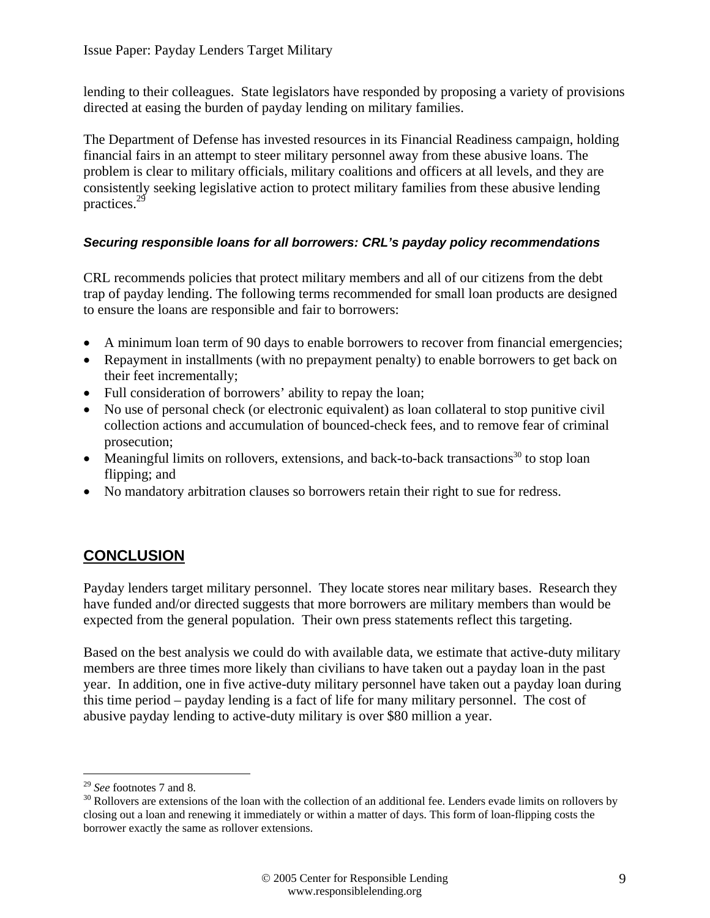lending to their colleagues. State legislators have responded by proposing a variety of provisions directed at easing the burden of payday lending on military families.

The Department of Defense has invested resources in its Financial Readiness campaign, holding financial fairs in an attempt to steer military personnel away from these abusive loans. The problem is clear to military officials, military coalitions and officers at all levels, and they are consistently seeking legislative action to protect military families from these abusive lending practices.[29]

### *Securing responsible loans for all borrowers: CRL's payday policy recommendations*

CRL recommends policies that protect military members and all of our citizens from the debt trap of payday lending. The following terms recommended for small loan products are designed to ensure the loans are responsible and fair to borrowers:

- A minimum loan term of 90 days to enable borrowers to recover from financial emergencies;
- Repayment in installments (with no prepayment penalty) to enable borrowers to get back on their feet incrementally;
- Full consideration of borrowers' ability to repay the loan;
- No use of personal check (or electronic equivalent) as loan collateral to stop punitive civil collection actions and accumulation of bounced-check fees, and to remove fear of criminal prosecution;
- Meaningful limits on rollovers, extensions, and back-to-back transactions[30] to stop loan flipping; and
- No mandatory arbitration clauses so borrowers retain their right to sue for redress.

## CONCLUSION

Payday lenders target military personnel. They locate stores near military bases. Research they have funded and/or directed suggests that more borrowers are military members than would be expected from the general population. Their own press statements reflect this targeting.

Based on the best analysis we could do with available data, we estimate that active-duty military members are three times more likely than civilians to have taken out a payday loan in the past year. In addition, one in five active-duty military personnel have taken out a payday loan during this time period – payday lending is a fact of life for many military personnel. The cost of abusive payday lending to active-duty military is over $80 million a year.

---

[29] *See* footnotes 7 and 8.

[30] Rollovers are extensions of the loan with the collection of an additional fee. Lenders evade limits on rollovers by closing out a loan and renewing it immediately or within a matter of days. This form of loan-flipping costs the borrower exactly the same as rollover extensions.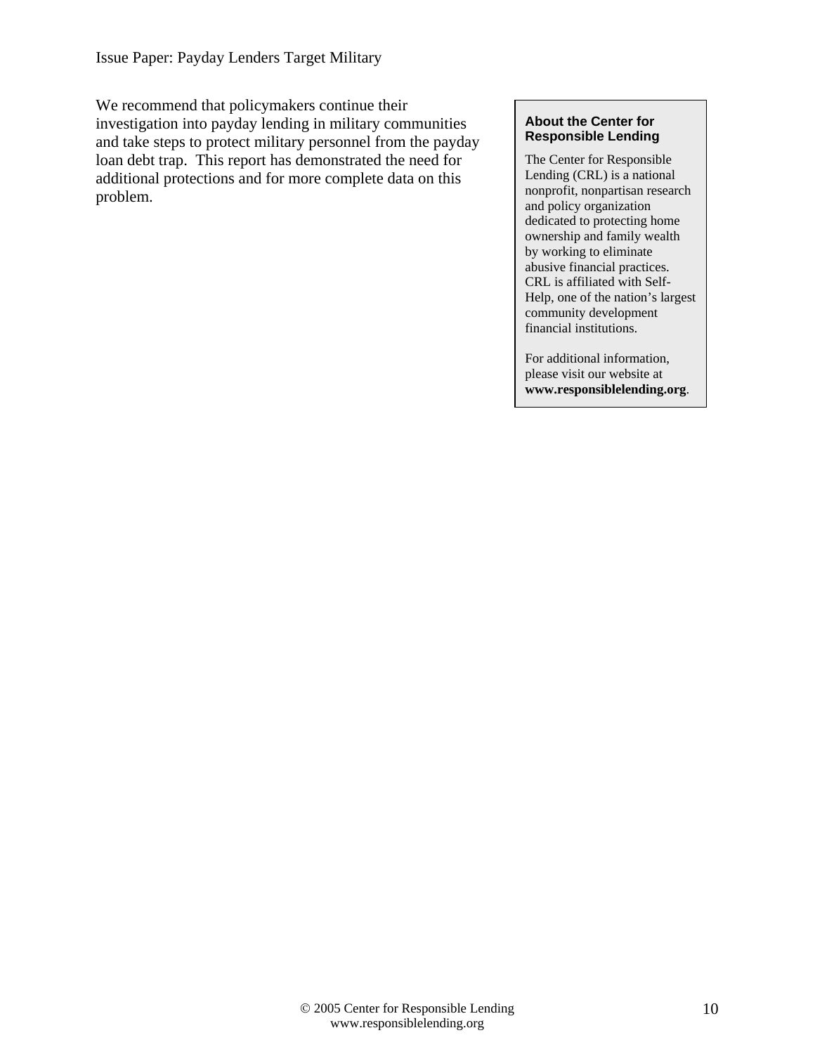We recommend that policymakers continue their investigation into payday lending in military communities and take steps to protect military personnel from the payday loan debt trap. This report has demonstrated the need for additional protections and for more complete data on this problem.

**About the Center for Responsible Lending**

The Center for Responsible Lending (CRL) is a national nonprofit, nonpartisan research and policy organization dedicated to protecting home ownership and family wealth by working to eliminate abusive financial practices. CRL is affiliated with Self-Help, one of the nation's largest community development financial institutions.

For additional information, please visit our website at **www.responsiblelending.org**.